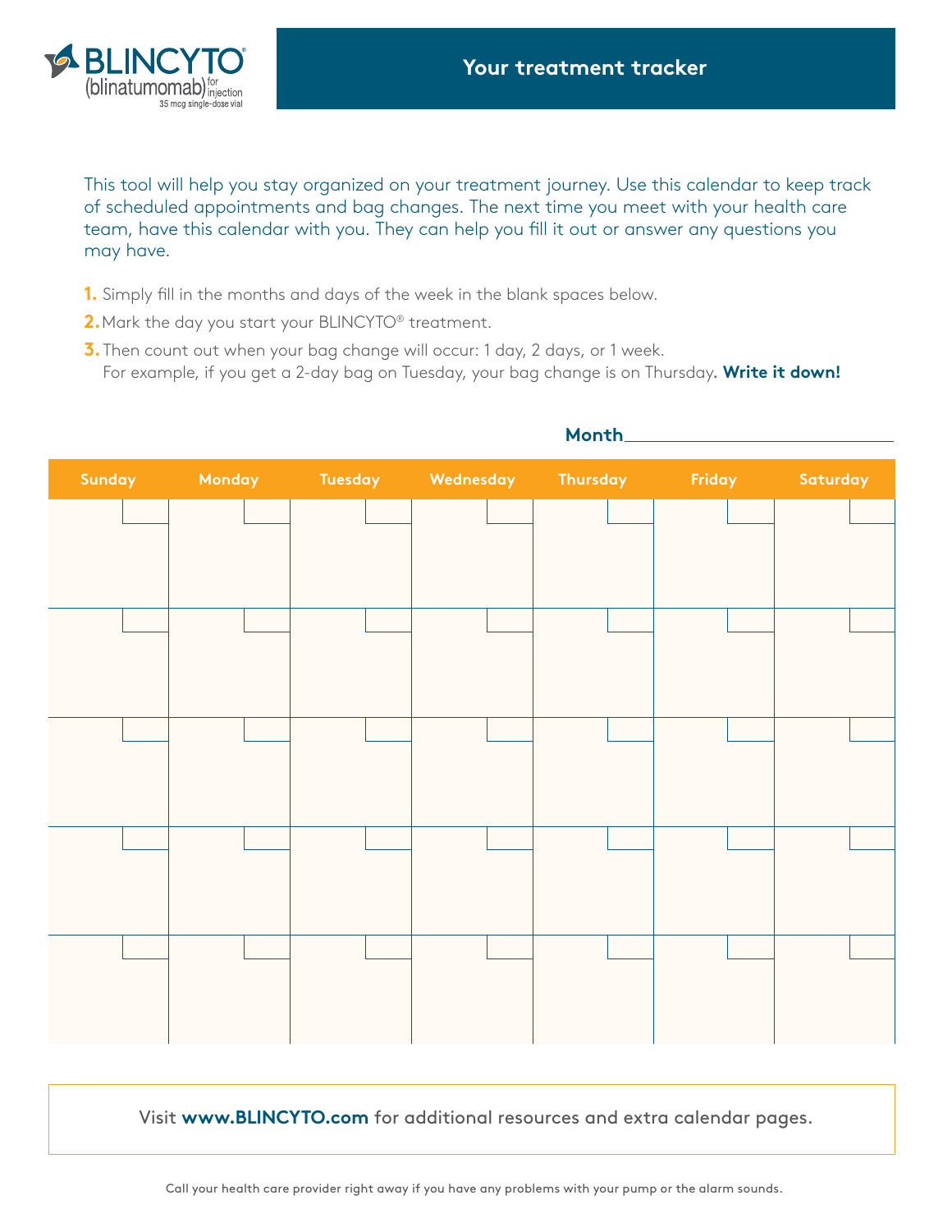BLINCYTO® (blinatumomab) for injection 35 mcg single-dose vial

# Your treatment tracker

This tool will help you stay organized on your treatment journey. Use this calendar to keep track of scheduled appointments and bag changes. The next time you meet with your health care team, have this calendar with you. They can help you fill it out or answer any questions you may have.

1. Simply fill in the months and days of the week in the blank spaces below.
2. Mark the day you start your BLINCYTO® treatment.
3. Then count out when your bag change will occur: 1 day, 2 days, or 1 week. For example, if you get a 2-day bag on Tuesday, your bag change is on Thursday. **Write it down!**

**Month**\_\_\_\_\_\_\_\_\_\_\_\_\_\_\_\_\_\_\_\_

| Sunday | Monday | Tuesday | Wednesday | Thursday | Friday | Saturday |
|---|---|---|---|---|---|---|
| | | | | | | |
| | | | | | | |
| | | | | | | |
| | | | | | | |
| | | | | | | |

Visit **www.BLINCYTO.com** for additional resources and extra calendar pages.

Call your health care provider right away if you have any problems with your pump or the alarm sounds.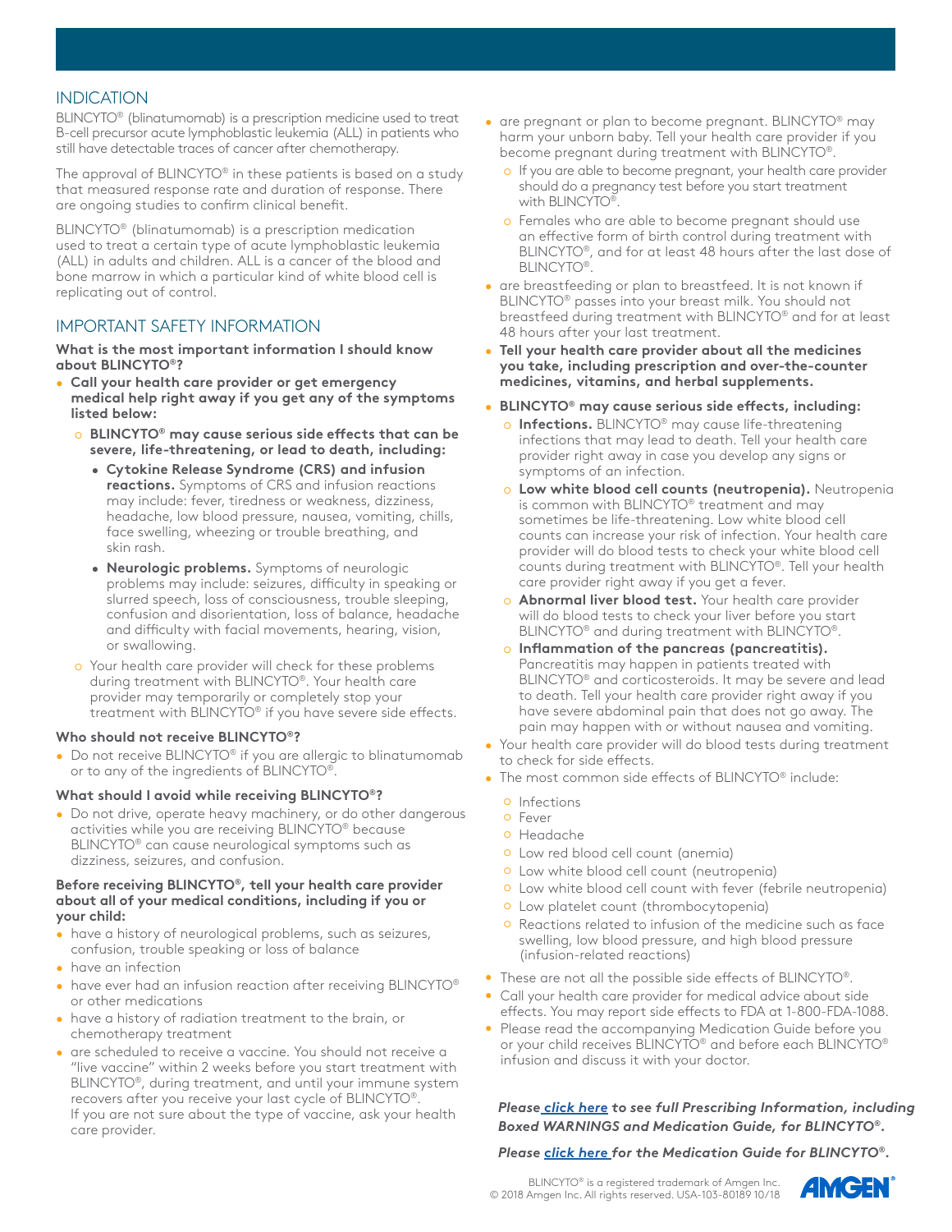## INDICATION

BLINCYTO® (blinatumomab) is a prescription medicine used to treat B-cell precursor acute lymphoblastic leukemia (ALL) in patients who still have detectable traces of cancer after chemotherapy.

The approval of BLINCYTO® in these patients is based on a study that measured response rate and duration of response. There are ongoing studies to confirm clinical benefit.

BLINCYTO® (blinatumomab) is a prescription medication used to treat a certain type of acute lymphoblastic leukemia (ALL) in adults and children. ALL is a cancer of the blood and bone marrow in which a particular kind of white blood cell is replicating out of control.

## IMPORTANT SAFETY INFORMATION

**What is the most important information I should know about BLINCYTO®?**

- **Call your health care provider or get emergency medical help right away if you get any of the symptoms listed below:**
  - **BLINCYTO® may cause serious side effects that can be severe, life-threatening, or lead to death, including:**
    - **Cytokine Release Syndrome (CRS) and infusion reactions.** Symptoms of CRS and infusion reactions may include: fever, tiredness or weakness, dizziness, headache, low blood pressure, nausea, vomiting, chills, face swelling, wheezing or trouble breathing, and skin rash.
    - **Neurologic problems.** Symptoms of neurologic problems may include: seizures, difficulty in speaking or slurred speech, loss of consciousness, trouble sleeping, confusion and disorientation, loss of balance, headache and difficulty with facial movements, hearing, vision, or swallowing.
  - Your health care provider will check for these problems during treatment with BLINCYTO®. Your health care provider may temporarily or completely stop your treatment with BLINCYTO® if you have severe side effects.

**Who should not receive BLINCYTO®?**

- Do not receive BLINCYTO® if you are allergic to blinatumomab or to any of the ingredients of BLINCYTO®.

**What should I avoid while receiving BLINCYTO®?**

- Do not drive, operate heavy machinery, or do other dangerous activities while you are receiving BLINCYTO® because BLINCYTO® can cause neurological symptoms such as dizziness, seizures, and confusion.

**Before receiving BLINCYTO®, tell your health care provider about all of your medical conditions, including if you or your child:**

- have a history of neurological problems, such as seizures, confusion, trouble speaking or loss of balance
- have an infection
- have ever had an infusion reaction after receiving BLINCYTO® or other medications
- have a history of radiation treatment to the brain, or chemotherapy treatment
- are scheduled to receive a vaccine. You should not receive a "live vaccine" within 2 weeks before you start treatment with BLINCYTO®, during treatment, and until your immune system recovers after you receive your last cycle of BLINCYTO®. If you are not sure about the type of vaccine, ask your health care provider.
- are pregnant or plan to become pregnant. BLINCYTO® may harm your unborn baby. Tell your health care provider if you become pregnant during treatment with BLINCYTO®.
  - If you are able to become pregnant, your health care provider should do a pregnancy test before you start treatment with BLINCYTO®.
  - Females who are able to become pregnant should use an effective form of birth control during treatment with BLINCYTO®, and for at least 48 hours after the last dose of BLINCYTO®.
- are breastfeeding or plan to breastfeed. It is not known if BLINCYTO® passes into your breast milk. You should not breastfeed during treatment with BLINCYTO® and for at least 48 hours after your last treatment.
- **Tell your health care provider about all the medicines you take, including prescription and over-the-counter medicines, vitamins, and herbal supplements.**
- **BLINCYTO® may cause serious side effects, including:**
  - **Infections.** BLINCYTO® may cause life-threatening infections that may lead to death. Tell your health care provider right away in case you develop any signs or symptoms of an infection.
  - **Low white blood cell counts (neutropenia).** Neutropenia is common with BLINCYTO® treatment and may sometimes be life-threatening. Low white blood cell counts can increase your risk of infection. Your health care provider will do blood tests to check your white blood cell counts during treatment with BLINCYTO®. Tell your health care provider right away if you get a fever.
  - **Abnormal liver blood test.** Your health care provider will do blood tests to check your liver before you start BLINCYTO® and during treatment with BLINCYTO®.
  - **Inflammation of the pancreas (pancreatitis).** Pancreatitis may happen in patients treated with BLINCYTO® and corticosteroids. It may be severe and lead to death. Tell your health care provider right away if you have severe abdominal pain that does not go away. The pain may happen with or without nausea and vomiting.
- Your health care provider will do blood tests during treatment to check for side effects.
- The most common side effects of BLINCYTO® include:
  - Infections
  - Fever
  - Headache
  - Low red blood cell count (anemia)
  - Low white blood cell count (neutropenia)
  - Low white blood cell count with fever (febrile neutropenia)
  - Low platelet count (thrombocytopenia)
  - Reactions related to infusion of the medicine such as face swelling, low blood pressure, and high blood pressure (infusion-related reactions)
- These are not all the possible side effects of BLINCYTO®.
- Call your health care provider for medical advice about side effects. You may report side effects to FDA at 1-800-FDA-1088.
- Please read the accompanying Medication Guide before you or your child receives BLINCYTO® and before each BLINCYTO® infusion and discuss it with your doctor.

***Please click here to see full Prescribing Information, including Boxed WARNINGS and Medication Guide, for BLINCYTO®.***

***Please click here for the Medication Guide for BLINCYTO®.***

BLINCYTO® is a registered trademark of Amgen Inc.
© 2018 Amgen Inc. All rights reserved. USA-103-80189 10/18

AMGEN®